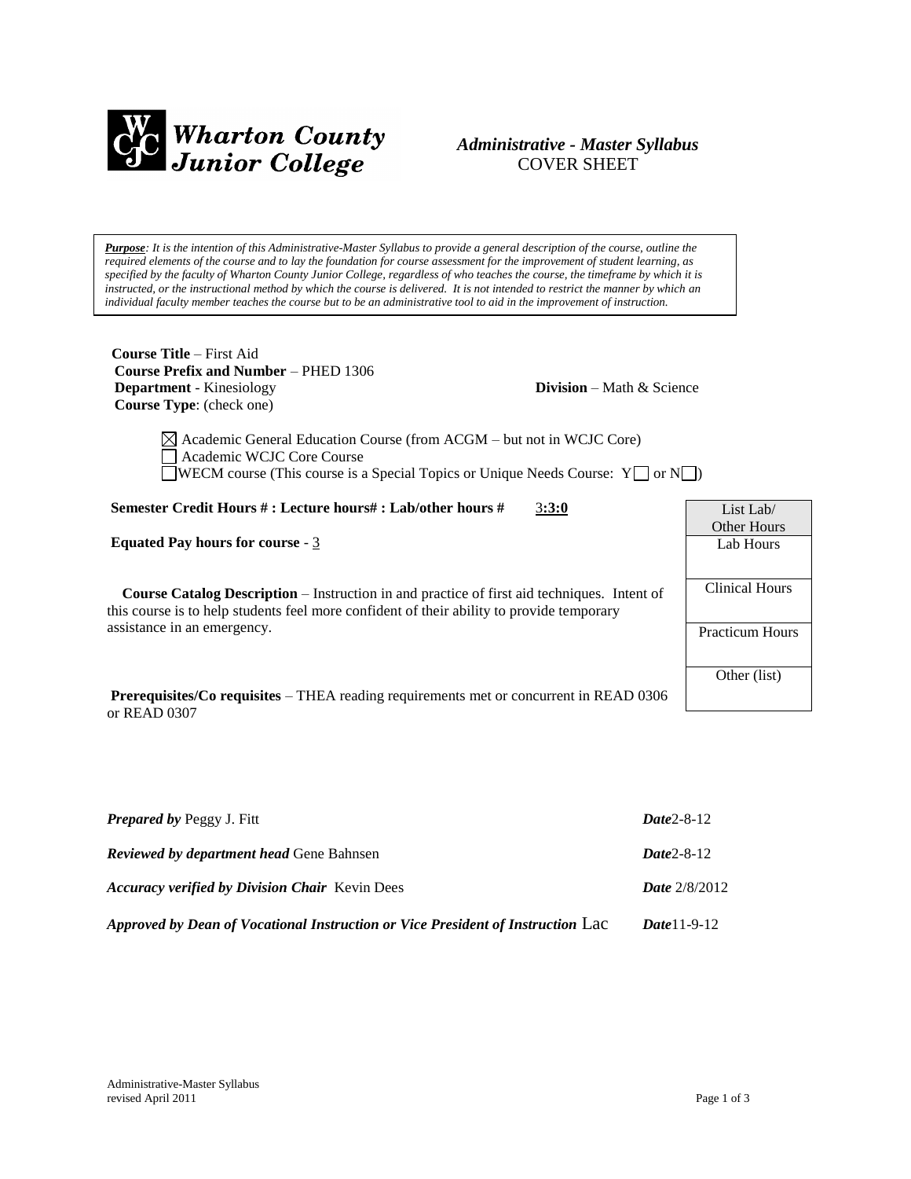**Wharton County Junior College**

***Administrative - Master Syllabus***
COVER SHEET

***Purpose**: It is the intention of this Administrative-Master Syllabus to provide a general description of the course, outline the required elements of the course and to lay the foundation for course assessment for the improvement of student learning, as specified by the faculty of Wharton County Junior College, regardless of who teaches the course, the timeframe by which it is instructed, or the instructional method by which the course is delivered. It is not intended to restrict the manner by which an individual faculty member teaches the course but to be an administrative tool to aid in the improvement of instruction.*

**Course Title** – First Aid
**Course Prefix and Number** – PHED 1306
**Department** - Kinesiology
**Division** – Math & Science
**Course Type**: (check one)

- ☒ Academic General Education Course (from ACGM – but not in WCJC Core)
- ☐ Academic WCJC Core Course
- ☐ WECM course (This course is a Special Topics or Unique Needs Course: Y☐ or N☐)

**Semester Credit Hours # : Lecture hours# : Lab/other hours #** 3:3:0

**Equated Pay hours for course** - 3

| List Lab/ Other Hours |
|---|
| Lab Hours |
| Clinical Hours |
| Practicum Hours |
| Other (list) |

**Course Catalog Description** – Instruction in and practice of first aid techniques. Intent of this course is to help students feel more confident of their ability to provide temporary assistance in an emergency.

**Prerequisites/Co requisites** – THEA reading requirements met or concurrent in READ 0306 or READ 0307

| | |
|---|---|
| ***Prepared by*** Peggy J. Fitt | ***Date*** 2-8-12 |
| ***Reviewed by department head*** Gene Bahnsen | ***Date*** 2-8-12 |
| ***Accuracy verified by Division Chair*** Kevin Dees | ***Date*** 2/8/2012 |
| ***Approved by Dean of Vocational Instruction or Vice President of Instruction*** Lac | ***Date*** 11-9-12 |

Administrative-Master Syllabus
revised April 2011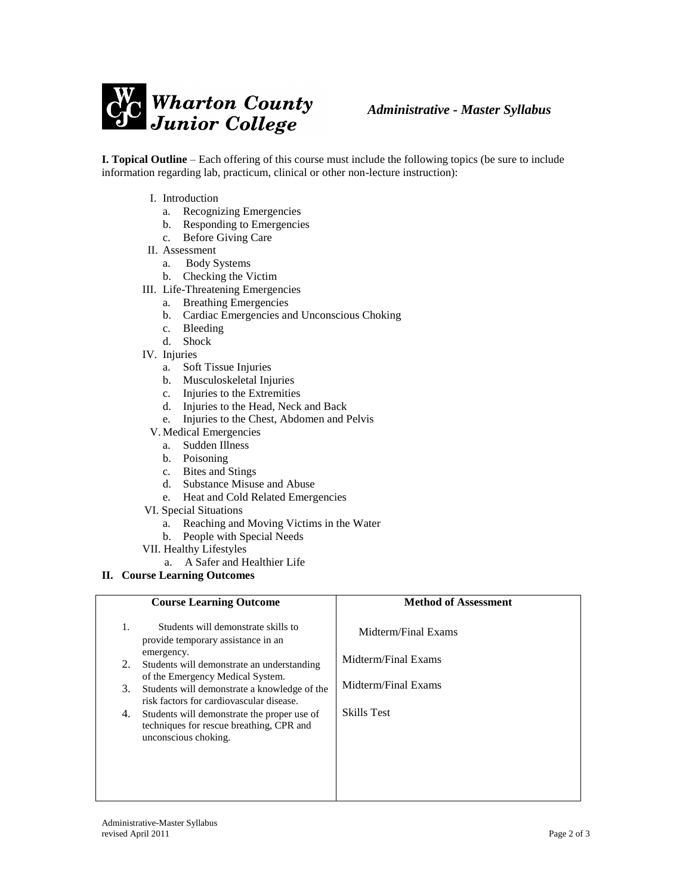**I. Topical Outline** – Each offering of this course must include the following topics (be sure to include information regarding lab, practicum, clinical or other non-lecture instruction):

- I. Introduction
  - a. Recognizing Emergencies
  - b. Responding to Emergencies
  - c. Before Giving Care
- II. Assessment
  - a. Body Systems
  - b. Checking the Victim
- III. Life-Threatening Emergencies
  - a. Breathing Emergencies
  - b. Cardiac Emergencies and Unconscious Choking
  - c. Bleeding
  - d. Shock
- IV. Injuries
  - a. Soft Tissue Injuries
  - b. Musculoskeletal Injuries
  - c. Injuries to the Extremities
  - d. Injuries to the Head, Neck and Back
  - e. Injuries to the Chest, Abdomen and Pelvis
- V. Medical Emergencies
  - a. Sudden Illness
  - b. Poisoning
  - c. Bites and Stings
  - d. Substance Misuse and Abuse
  - e. Heat and Cold Related Emergencies
- VI. Special Situations
  - a. Reaching and Moving Victims in the Water
  - b. People with Special Needs
- VII. Healthy Lifestyles
  - a. A Safer and Healthier Life

**II. Course Learning Outcomes**

| Course Learning Outcome | Method of Assessment |
|---|---|
| 1. Students will demonstrate skills to provide temporary assistance in an emergency. | Midterm/Final Exams |
| 2. Students will demonstrate an understanding of the Emergency Medical System. | Midterm/Final Exams |
| 3. Students will demonstrate a knowledge of the risk factors for cardiovascular disease. | Midterm/Final Exams |
| 4. Students will demonstrate the proper use of techniques for rescue breathing, CPR and unconscious choking. | Skills Test |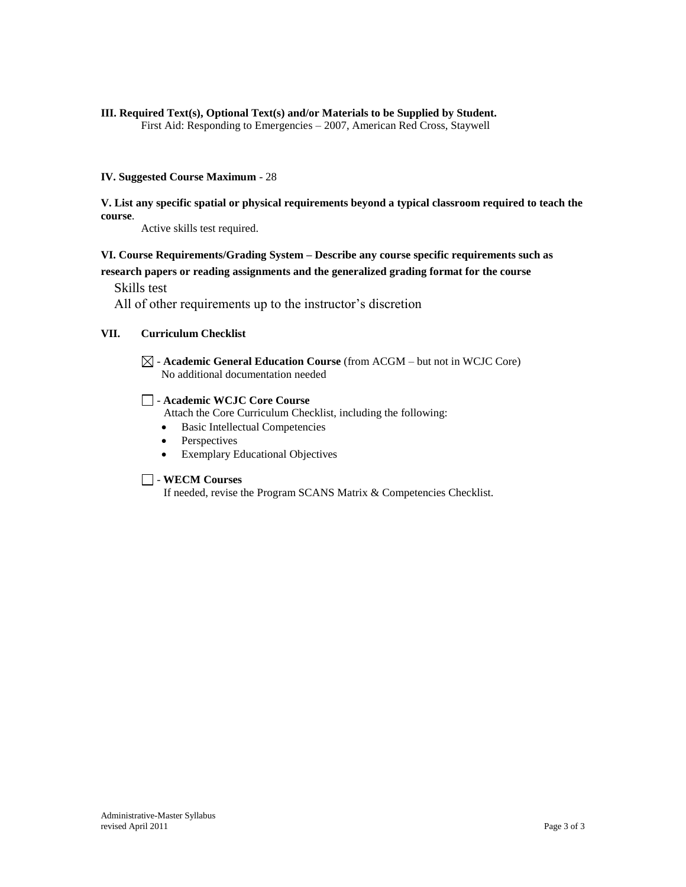**III. Required Text(s), Optional Text(s) and/or Materials to be Supplied by Student.**

First Aid: Responding to Emergencies – 2007, American Red Cross, Staywell

**IV. Suggested Course Maximum** - 28

**V. List any specific spatial or physical requirements beyond a typical classroom required to teach the course**.

Active skills test required.

**VI. Course Requirements/Grading System – Describe any course specific requirements such as research papers or reading assignments and the generalized grading format for the course**

Skills test

All of other requirements up to the instructor's discretion

**VII. Curriculum Checklist**

☒ - **Academic General Education Course** (from ACGM – but not in WCJC Core)
No additional documentation needed

☐ - **Academic WCJC Core Course**
Attach the Core Curriculum Checklist, including the following:

- Basic Intellectual Competencies
- Perspectives
- Exemplary Educational Objectives

☐ - **WECM Courses**
If needed, revise the Program SCANS Matrix & Competencies Checklist.

Administrative-Master Syllabus
revised April 2011